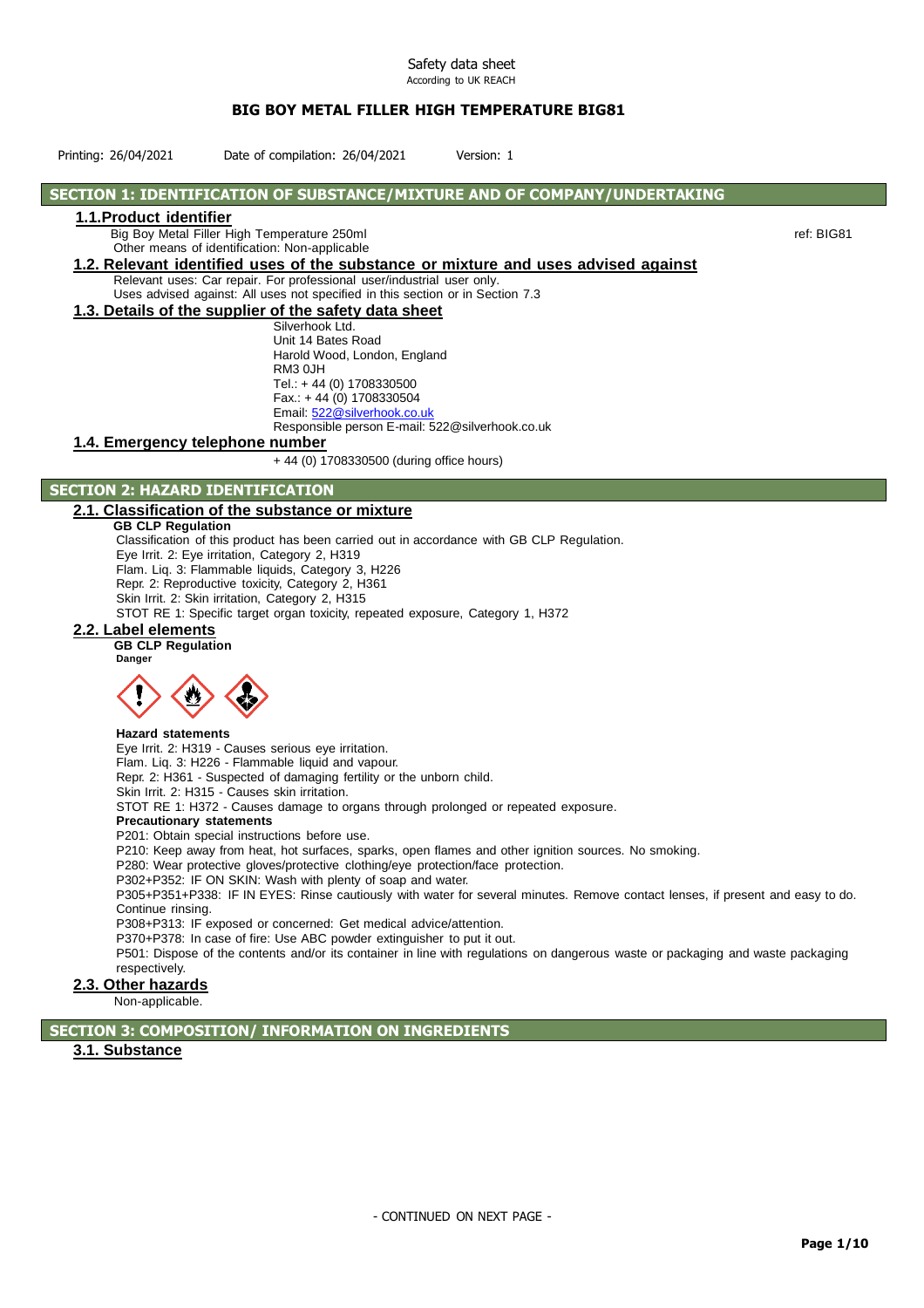Safety data sheet
According to UK REACH

# BIG BOY METAL FILLER HIGH TEMPERATURE BIG81

Printing: 26/04/2021 Date of compilation: 26/04/2021 Version: 1

## SECTION 1: IDENTIFICATION OF SUBSTANCE/MIXTURE AND OF COMPANY/UNDERTAKING

### 1.1.Product identifier

Big Boy Metal Filler High Temperature 250ml ref: BIG81

Other means of identification: Non-applicable

### 1.2. Relevant identified uses of the substance or mixture and uses advised against

Relevant uses: Car repair. For professional user/industrial user only.

Uses advised against: All uses not specified in this section or in Section 7.3

### 1.3. Details of the supplier of the safety data sheet

Silverhook Ltd.
Unit 14 Bates Road
Harold Wood, London, England
RM3 0JH
Tel.: + 44 (0) 1708330500
Fax.: + 44 (0) 1708330504
Email: 522@silverhook.co.uk
Responsible person E-mail: 522@silverhook.co.uk

### 1.4. Emergency telephone number

+ 44 (0) 1708330500 (during office hours)

## SECTION 2: HAZARD IDENTIFICATION

### 2.1. Classification of the substance or mixture

**GB CLP Regulation**

Classification of this product has been carried out in accordance with GB CLP Regulation.

Eye Irrit. 2: Eye irritation, Category 2, H319
Flam. Liq. 3: Flammable liquids, Category 3, H226
Repr. 2: Reproductive toxicity, Category 2, H361
Skin Irrit. 2: Skin irritation, Category 2, H315
STOT RE 1: Specific target organ toxicity, repeated exposure, Category 1, H372

### 2.2. Label elements

**GB CLP Regulation**

**Danger**

**Hazard statements**

Eye Irrit. 2: H319 - Causes serious eye irritation.
Flam. Liq. 3: H226 - Flammable liquid and vapour.
Repr. 2: H361 - Suspected of damaging fertility or the unborn child.
Skin Irrit. 2: H315 - Causes skin irritation.
STOT RE 1: H372 - Causes damage to organs through prolonged or repeated exposure.

**Precautionary statements**

P201: Obtain special instructions before use.
P210: Keep away from heat, hot surfaces, sparks, open flames and other ignition sources. No smoking.
P280: Wear protective gloves/protective clothing/eye protection/face protection.
P302+P352: IF ON SKIN: Wash with plenty of soap and water.
P305+P351+P338: IF IN EYES: Rinse cautiously with water for several minutes. Remove contact lenses, if present and easy to do. Continue rinsing.
P308+P313: IF exposed or concerned: Get medical advice/attention.
P370+P378: In case of fire: Use ABC powder extinguisher to put it out.
P501: Dispose of the contents and/or its container in line with regulations on dangerous waste or packaging and waste packaging respectively.

### 2.3. Other hazards

Non-applicable.

## SECTION 3: COMPOSITION/ INFORMATION ON INGREDIENTS

### 3.1. Substance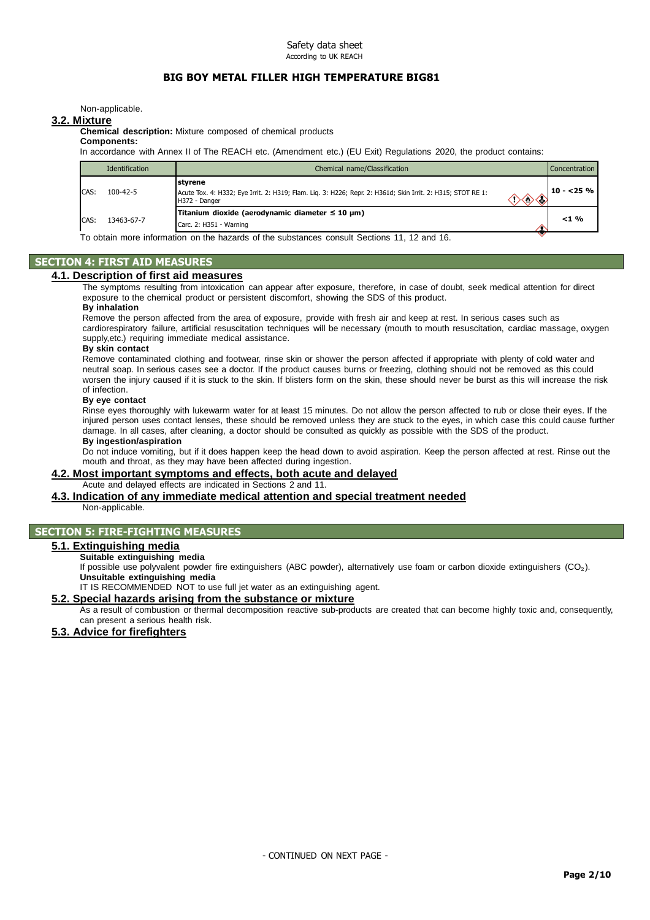Non-applicable.

### 3.2. Mixture

**Chemical description:** Mixture composed of chemical products

**Components:**

In accordance with Annex II of The REACH etc. (Amendment etc.) (EU Exit) Regulations 2020, the product contains:

| Identification | | Chemical name/Classification | Concentration |
|---|---|---|---|
| CAS: | 100-42-5 | **styrene**<br>Acute Tox. 4: H332; Eye Irrit. 2: H319; Flam. Liq. 3: H226; Repr. 2: H361d; Skin Irrit. 2: H315; STOT RE 1: H372 - Danger | **10 - <25 %** |
| CAS: | 13463-67-7 | **Titanium dioxide (aerodynamic diameter ≤ 10 µm)**<br>Carc. 2: H351 - Warning | **<1 %** |

To obtain more information on the hazards of the substances consult Sections 11, 12 and 16.

## SECTION 4: FIRST AID MEASURES

### 4.1. Description of first aid measures

The symptoms resulting from intoxication can appear after exposure, therefore, in case of doubt, seek medical attention for direct exposure to the chemical product or persistent discomfort, showing the SDS of this product.

**By inhalation**

Remove the person affected from the area of exposure, provide with fresh air and keep at rest. In serious cases such as cardiorespiratory failure, artificial resuscitation techniques will be necessary (mouth to mouth resuscitation, cardiac massage, oxygen supply,etc.) requiring immediate medical assistance.

**By skin contact**

Remove contaminated clothing and footwear, rinse skin or shower the person affected if appropriate with plenty of cold water and neutral soap. In serious cases see a doctor. If the product causes burns or freezing, clothing should not be removed as this could worsen the injury caused if it is stuck to the skin. If blisters form on the skin, these should never be burst as this will increase the risk of infection.

**By eye contact**

Rinse eyes thoroughly with lukewarm water for at least 15 minutes. Do not allow the person affected to rub or close their eyes. If the injured person uses contact lenses, these should be removed unless they are stuck to the eyes, in which case this could cause further damage. In all cases, after cleaning, a doctor should be consulted as quickly as possible with the SDS of the product.

**By ingestion/aspiration**

Do not induce vomiting, but if it does happen keep the head down to avoid aspiration. Keep the person affected at rest. Rinse out the mouth and throat, as they may have been affected during ingestion.

### 4.2. Most important symptoms and effects, both acute and delayed

Acute and delayed effects are indicated in Sections 2 and 11.

### 4.3. Indication of any immediate medical attention and special treatment needed

Non-applicable.

## SECTION 5: FIRE-FIGHTING MEASURES

### 5.1. Extinguishing media

**Suitable extinguishing media**

If possible use polyvalent powder fire extinguishers (ABC powder), alternatively use foam or carbon dioxide extinguishers ($CO_2$).

**Unsuitable extinguishing media**

IT IS RECOMMENDED NOT to use full jet water as an extinguishing agent.

### 5.2. Special hazards arising from the substance or mixture

As a result of combustion or thermal decomposition reactive sub-products are created that can become highly toxic and, consequently, can present a serious health risk.

### 5.3. Advice for firefighters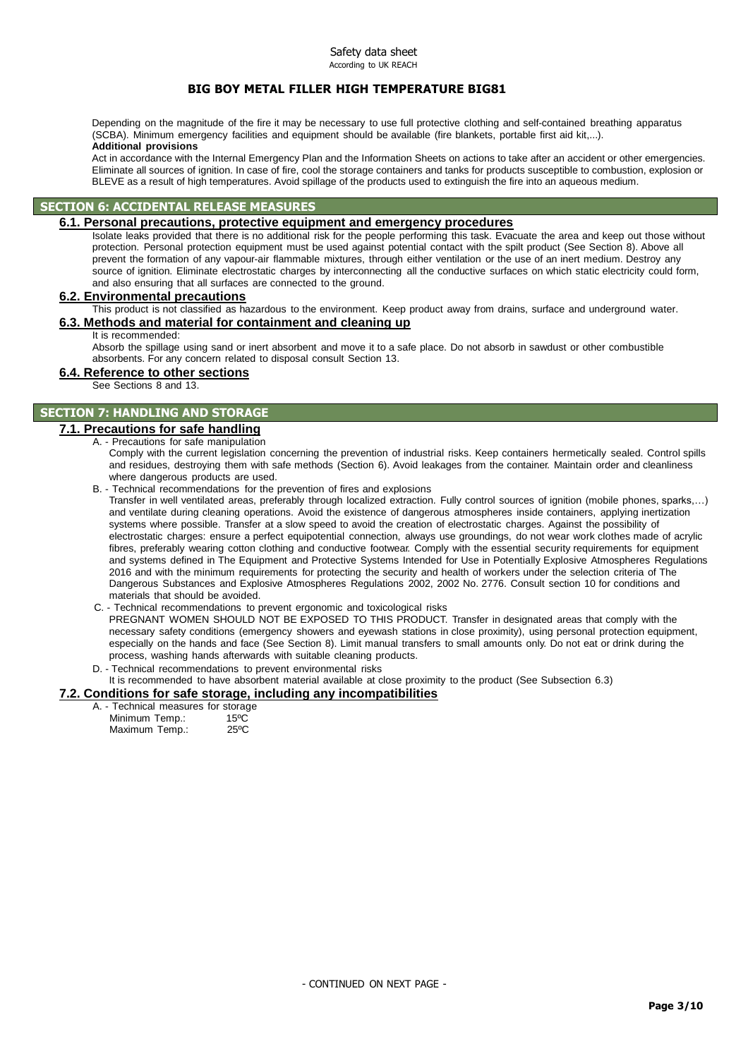Depending on the magnitude of the fire it may be necessary to use full protective clothing and self-contained breathing apparatus (SCBA). Minimum emergency facilities and equipment should be available (fire blankets, portable first aid kit,...).

**Additional provisions**

Act in accordance with the Internal Emergency Plan and the Information Sheets on actions to take after an accident or other emergencies. Eliminate all sources of ignition. In case of fire, cool the storage containers and tanks for products susceptible to combustion, explosion or BLEVE as a result of high temperatures. Avoid spillage of the products used to extinguish the fire into an aqueous medium.

## SECTION 6: ACCIDENTAL RELEASE MEASURES

### 6.1. Personal precautions, protective equipment and emergency procedures

Isolate leaks provided that there is no additional risk for the people performing this task. Evacuate the area and keep out those without protection. Personal protection equipment must be used against potential contact with the spilt product (See Section 8). Above all prevent the formation of any vapour-air flammable mixtures, through either ventilation or the use of an inert medium. Destroy any source of ignition. Eliminate electrostatic charges by interconnecting all the conductive surfaces on which static electricity could form, and also ensuring that all surfaces are connected to the ground.

### 6.2. Environmental precautions

This product is not classified as hazardous to the environment. Keep product away from drains, surface and underground water.

### 6.3. Methods and material for containment and cleaning up

It is recommended:

Absorb the spillage using sand or inert absorbent and move it to a safe place. Do not absorb in sawdust or other combustible absorbents. For any concern related to disposal consult Section 13.

### 6.4. Reference to other sections

See Sections 8 and 13.

## SECTION 7: HANDLING AND STORAGE

### 7.1. Precautions for safe handling

A. - Precautions for safe manipulation

Comply with the current legislation concerning the prevention of industrial risks. Keep containers hermetically sealed. Control spills and residues, destroying them with safe methods (Section 6). Avoid leakages from the container. Maintain order and cleanliness where dangerous products are used.

B. - Technical recommendations for the prevention of fires and explosions

Transfer in well ventilated areas, preferably through localized extraction. Fully control sources of ignition (mobile phones, sparks,…) and ventilate during cleaning operations. Avoid the existence of dangerous atmospheres inside containers, applying inertization systems where possible. Transfer at a slow speed to avoid the creation of electrostatic charges. Against the possibility of electrostatic charges: ensure a perfect equipotential connection, always use groundings, do not wear work clothes made of acrylic fibres, preferably wearing cotton clothing and conductive footwear. Comply with the essential security requirements for equipment and systems defined in The Equipment and Protective Systems Intended for Use in Potentially Explosive Atmospheres Regulations 2016 and with the minimum requirements for protecting the security and health of workers under the selection criteria of The Dangerous Substances and Explosive Atmospheres Regulations 2002, 2002 No. 2776. Consult section 10 for conditions and materials that should be avoided.

C. - Technical recommendations to prevent ergonomic and toxicological risks

PREGNANT WOMEN SHOULD NOT BE EXPOSED TO THIS PRODUCT. Transfer in designated areas that comply with the necessary safety conditions (emergency showers and eyewash stations in close proximity), using personal protection equipment, especially on the hands and face (See Section 8). Limit manual transfers to small amounts only. Do not eat or drink during the process, washing hands afterwards with suitable cleaning products.

D. - Technical recommendations to prevent environmental risks

It is recommended to have absorbent material available at close proximity to the product (See Subsection 6.3)

### 7.2. Conditions for safe storage, including any incompatibilities

A. - Technical measures for storage

Minimum Temp.: 15ºC
Maximum Temp.: 25ºC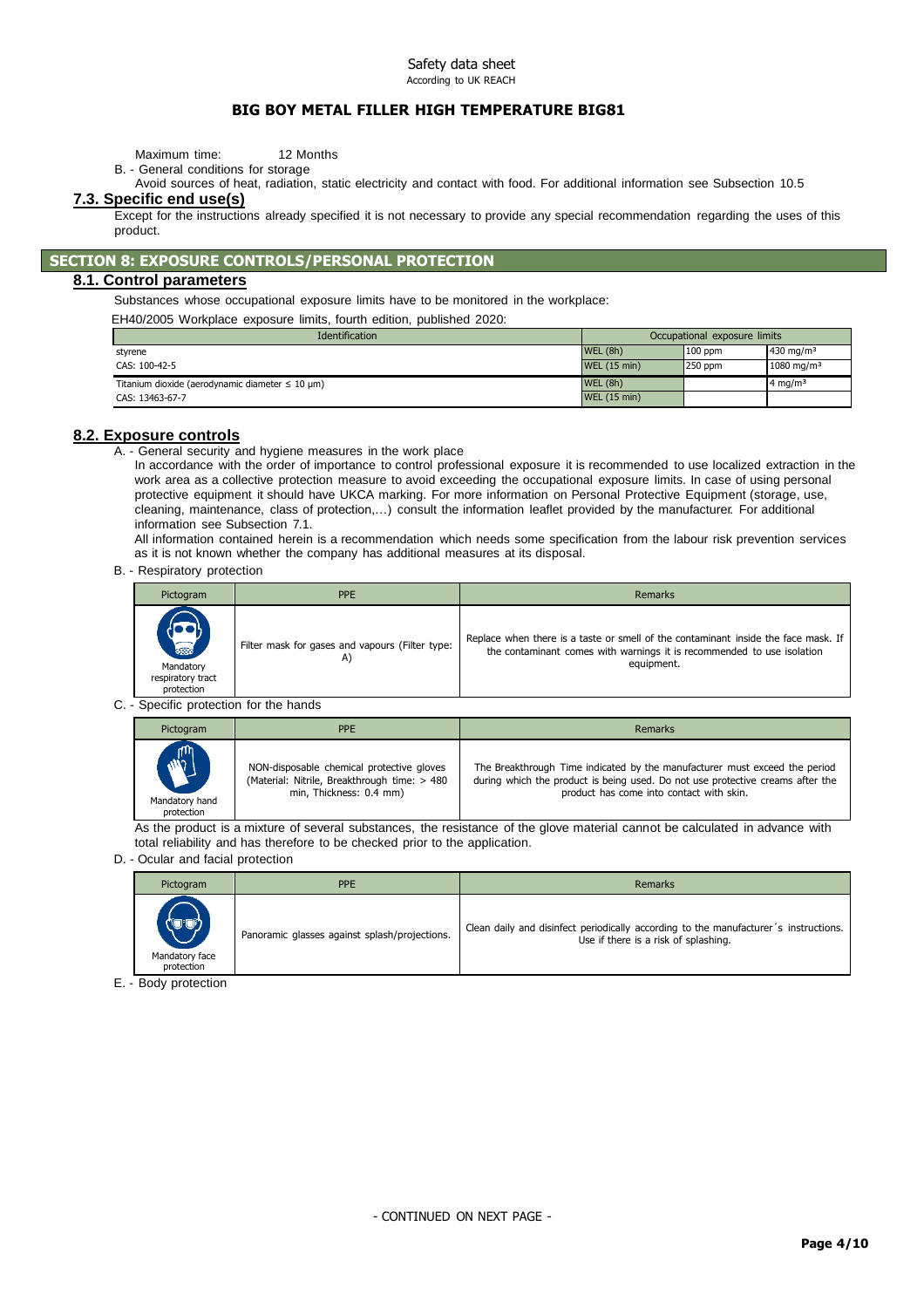Maximum time: 12 Months

B. - General conditions for storage

Avoid sources of heat, radiation, static electricity and contact with food. For additional information see Subsection 10.5

## 7.3. Specific end use(s)

Except for the instructions already specified it is not necessary to provide any special recommendation regarding the uses of this product.

# SECTION 8: EXPOSURE CONTROLS/PERSONAL PROTECTION

## 8.1. Control parameters

Substances whose occupational exposure limits have to be monitored in the workplace:

EH40/2005 Workplace exposure limits, fourth edition, published 2020:

| Identification | Occupational exposure limits | | |
|---|---|---|---|
| styrene | WEL (8h) | 100 ppm | 430 mg/m³ |
| CAS: 100-42-5 | WEL (15 min) | 250 ppm | 1080 mg/m³ |
| Titanium dioxide (aerodynamic diameter ≤ 10 µm) | WEL (8h) | | 4 mg/m³ |
| CAS: 13463-67-7 | WEL (15 min) | | |

## 8.2. Exposure controls

A. - General security and hygiene measures in the work place

In accordance with the order of importance to control professional exposure it is recommended to use localized extraction in the work area as a collective protection measure to avoid exceeding the occupational exposure limits. In case of using personal protective equipment it should have UKCA marking. For more information on Personal Protective Equipment (storage, use, cleaning, maintenance, class of protection,…) consult the information leaflet provided by the manufacturer. For additional information see Subsection 7.1.

All information contained herein is a recommendation which needs some specification from the labour risk prevention services as it is not known whether the company has additional measures at its disposal.

B. - Respiratory protection

| Pictogram | PPE | Remarks |
|---|---|---|
| Mandatory respiratory tract protection | Filter mask for gases and vapours (Filter type: A) | Replace when there is a taste or smell of the contaminant inside the face mask. If the contaminant comes with warnings it is recommended to use isolation equipment. |

C. - Specific protection for the hands

| Pictogram | PPE | Remarks |
|---|---|---|
| Mandatory hand protection | NON-disposable chemical protective gloves (Material: Nitrile, Breakthrough time: > 480 min, Thickness: 0.4 mm) | The Breakthrough Time indicated by the manufacturer must exceed the period during which the product is being used. Do not use protective creams after the product has come into contact with skin. |

As the product is a mixture of several substances, the resistance of the glove material cannot be calculated in advance with total reliability and has therefore to be checked prior to the application.

D. - Ocular and facial protection

| Pictogram | PPE | Remarks |
|---|---|---|
| Mandatory face protection | Panoramic glasses against splash/projections. | Clean daily and disinfect periodically according to the manufacturer´s instructions. Use if there is a risk of splashing. |

E. - Body protection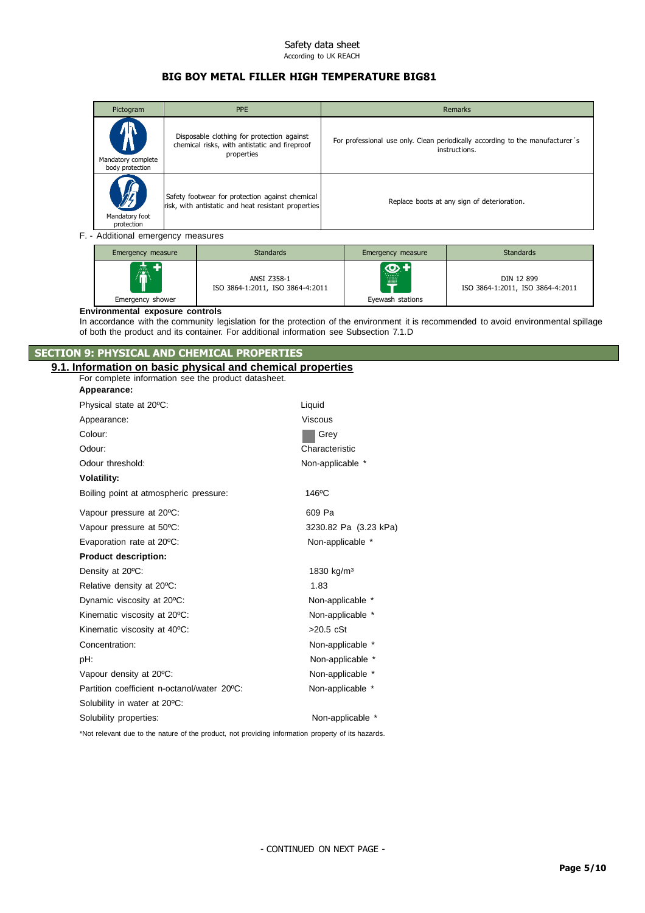| Pictogram | PPE | Remarks |
|---|---|---|
| Mandatory complete body protection | Disposable clothing for protection against chemical risks, with antistatic and fireproof properties | For professional use only. Clean periodically according to the manufacturer´s instructions. |
| Mandatory foot protection | Safety footwear for protection against chemical risk, with antistatic and heat resistant properties | Replace boots at any sign of deterioration. |

F. - Additional emergency measures

| Emergency measure | Standards | Emergency measure | Standards |
|---|---|---|---|
| Emergency shower | ANSI Z358-1<br>ISO 3864-1:2011, ISO 3864-4:2011 | Eyewash stations | DIN 12 899<br>ISO 3864-1:2011, ISO 3864-4:2011 |

**Environmental exposure controls**

In accordance with the community legislation for the protection of the environment it is recommended to avoid environmental spillage of both the product and its container. For additional information see Subsection 7.1.D

## SECTION 9: PHYSICAL AND CHEMICAL PROPERTIES

### 9.1. Information on basic physical and chemical properties

For complete information see the product datasheet.

**Appearance:**

| | |
|---|---|
| Physical state at 20ºC: | Liquid |
| Appearance: | Viscous |
| Colour: | Grey |
| Odour: | Characteristic |
| Odour threshold: | Non-applicable * |

**Volatility:**

| | |
|---|---|
| Boiling point at atmospheric pressure: | 146ºC |
| Vapour pressure at 20ºC: | 609 Pa |
| Vapour pressure at 50ºC: | 3230.82 Pa (3.23 kPa) |
| Evaporation rate at 20ºC: | Non-applicable * |

**Product description:**

| | |
|---|---|
| Density at 20ºC: | 1830 kg/m³ |
| Relative density at 20ºC: | 1.83 |
| Dynamic viscosity at 20ºC: | Non-applicable * |
| Kinematic viscosity at 20ºC: | Non-applicable * |
| Kinematic viscosity at 40ºC: | >20.5 cSt |
| Concentration: | Non-applicable * |
| pH: | Non-applicable * |
| Vapour density at 20ºC: | Non-applicable * |
| Partition coefficient n-octanol/water 20ºC: | Non-applicable * |
| Solubility in water at 20ºC: | |
| Solubility properties: | Non-applicable * |

*Not relevant due to the nature of the product, not providing information property of its hazards.

- CONTINUED ON NEXT PAGE -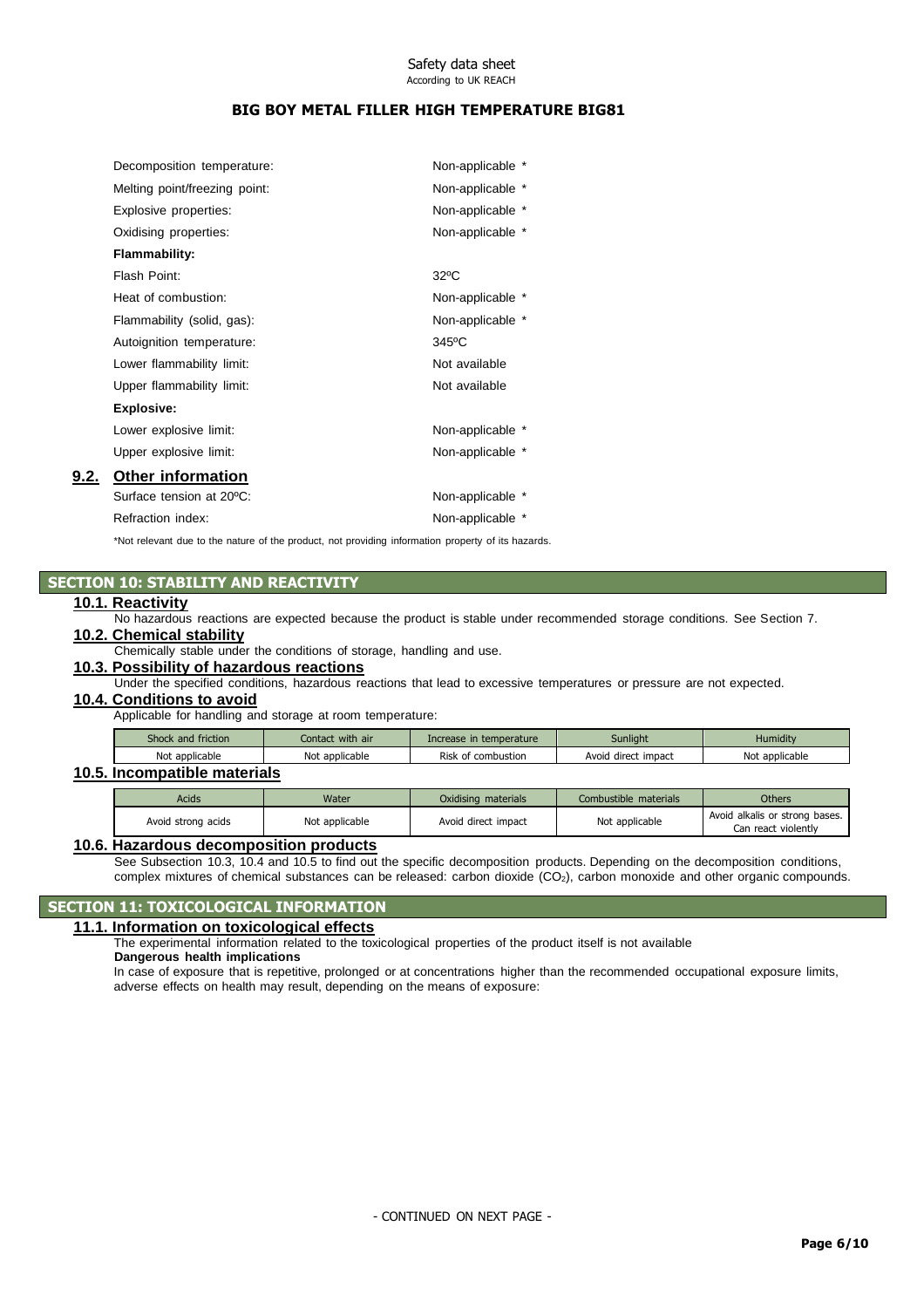| | |
|---|---|
| Decomposition temperature: | Non-applicable * |
| Melting point/freezing point: | Non-applicable * |
| Explosive properties: | Non-applicable * |
| Oxidising properties: | Non-applicable * |
| **Flammability:** | |
| Flash Point: | 32ºC |
| Heat of combustion: | Non-applicable * |
| Flammability (solid, gas): | Non-applicable * |
| Autoignition temperature: | 345ºC |
| Lower flammability limit: | Not available |
| Upper flammability limit: | Not available |
| **Explosive:** | |
| Lower explosive limit: | Non-applicable * |
| Upper explosive limit: | Non-applicable * |

### 9.2. Other information

| | |
|---|---|
| Surface tension at 20ºC: | Non-applicable * |
| Refraction index: | Non-applicable * |

*Not relevant due to the nature of the product, not providing information property of its hazards.

## SECTION 10: STABILITY AND REACTIVITY

### 10.1. Reactivity

No hazardous reactions are expected because the product is stable under recommended storage conditions. See Section 7.

### 10.2. Chemical stability

Chemically stable under the conditions of storage, handling and use.

### 10.3. Possibility of hazardous reactions

Under the specified conditions, hazardous reactions that lead to excessive temperatures or pressure are not expected.

### 10.4. Conditions to avoid

Applicable for handling and storage at room temperature:

| Shock and friction | Contact with air | Increase in temperature | Sunlight | Humidity |
|---|---|---|---|---|
| Not applicable | Not applicable | Risk of combustion | Avoid direct impact | Not applicable |

### 10.5. Incompatible materials

| Acids | Water | Oxidising materials | Combustible materials | Others |
|---|---|---|---|---|
| Avoid strong acids | Not applicable | Avoid direct impact | Not applicable | Avoid alkalis or strong bases. Can react violently |

### 10.6. Hazardous decomposition products

See Subsection 10.3, 10.4 and 10.5 to find out the specific decomposition products. Depending on the decomposition conditions, complex mixtures of chemical substances can be released: carbon dioxide ($CO_2$), carbon monoxide and other organic compounds.

## SECTION 11: TOXICOLOGICAL INFORMATION

### 11.1. Information on toxicological effects

The experimental information related to the toxicological properties of the product itself is not available

**Dangerous health implications**

In case of exposure that is repetitive, prolonged or at concentrations higher than the recommended occupational exposure limits, adverse effects on health may result, depending on the means of exposure:

- CONTINUED ON NEXT PAGE -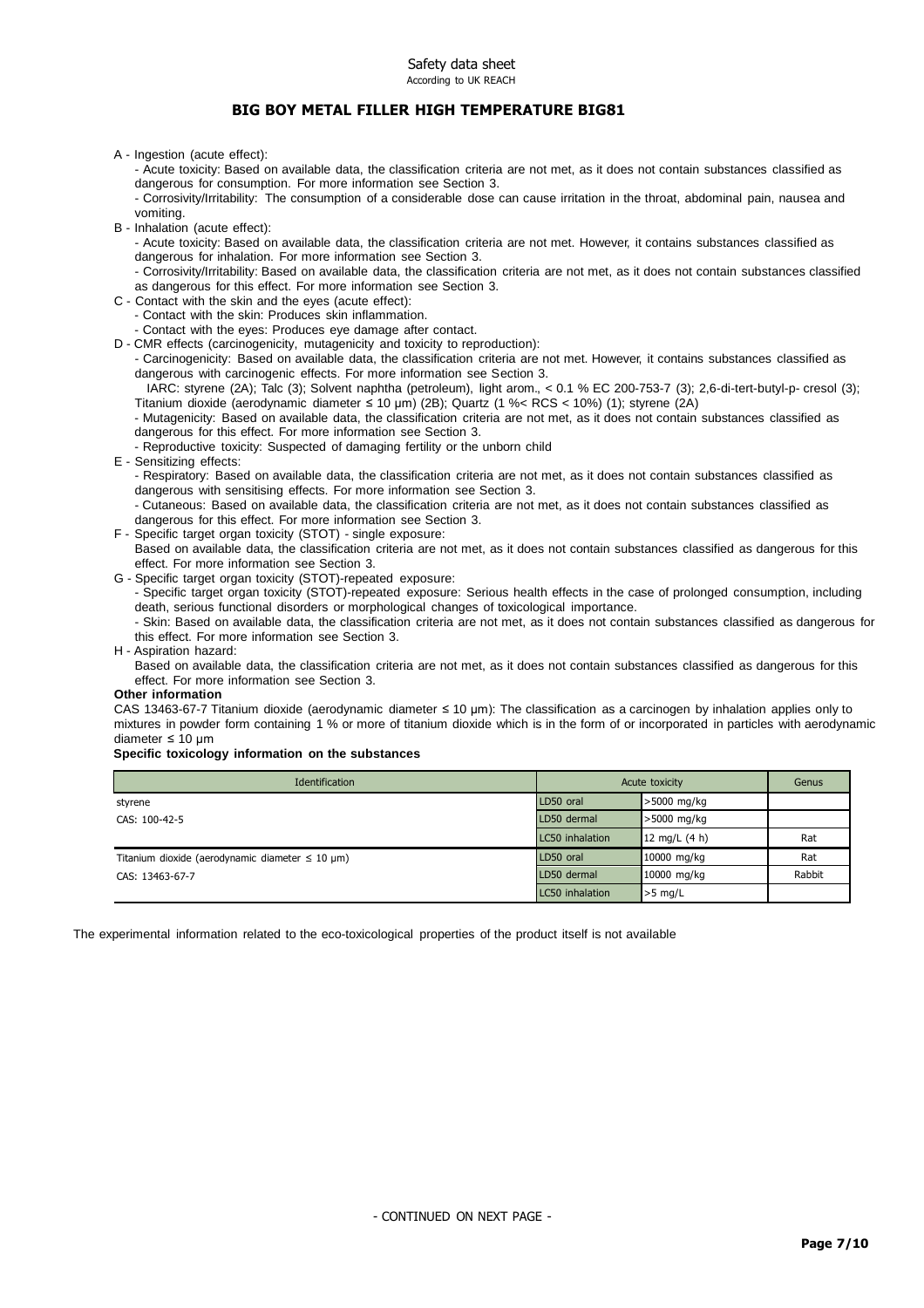A - Ingestion (acute effect):

- Acute toxicity: Based on available data, the classification criteria are not met, as it does not contain substances classified as dangerous for consumption. For more information see Section 3.
- Corrosivity/Irritability: The consumption of a considerable dose can cause irritation in the throat, abdominal pain, nausea and vomiting.

B - Inhalation (acute effect):

- Acute toxicity: Based on available data, the classification criteria are not met. However, it contains substances classified as dangerous for inhalation. For more information see Section 3.
- Corrosivity/Irritability: Based on available data, the classification criteria are not met, as it does not contain substances classified as dangerous for this effect. For more information see Section 3.

C - Contact with the skin and the eyes (acute effect):

- Contact with the skin: Produces skin inflammation.
- Contact with the eyes: Produces eye damage after contact.

D - CMR effects (carcinogenicity, mutagenicity and toxicity to reproduction):

- Carcinogenicity: Based on available data, the classification criteria are not met. However, it contains substances classified as dangerous with carcinogenic effects. For more information see Section 3.

  IARC: styrene (2A); Talc (3); Solvent naphtha (petroleum), light arom., < 0.1 % EC 200-753-7 (3); 2,6-di-tert-butyl-p- cresol (3); Titanium dioxide (aerodynamic diameter ≤ 10 μm) (2B); Quartz (1 %< RCS < 10%) (1); styrene (2A)
- Mutagenicity: Based on available data, the classification criteria are not met, as it does not contain substances classified as dangerous for this effect. For more information see Section 3.
- Reproductive toxicity: Suspected of damaging fertility or the unborn child

E - Sensitizing effects:

- Respiratory: Based on available data, the classification criteria are not met, as it does not contain substances classified as dangerous with sensitising effects. For more information see Section 3.
- Cutaneous: Based on available data, the classification criteria are not met, as it does not contain substances classified as dangerous for this effect. For more information see Section 3.

F - Specific target organ toxicity (STOT) - single exposure:

Based on available data, the classification criteria are not met, as it does not contain substances classified as dangerous for this effect. For more information see Section 3.

G - Specific target organ toxicity (STOT)-repeated exposure:

- Specific target organ toxicity (STOT)-repeated exposure: Serious health effects in the case of prolonged consumption, including death, serious functional disorders or morphological changes of toxicological importance.
- Skin: Based on available data, the classification criteria are not met, as it does not contain substances classified as dangerous for this effect. For more information see Section 3.

H - Aspiration hazard:

Based on available data, the classification criteria are not met, as it does not contain substances classified as dangerous for this effect. For more information see Section 3.

**Other information**

CAS 13463-67-7 Titanium dioxide (aerodynamic diameter ≤ 10 μm): The classification as a carcinogen by inhalation applies only to mixtures in powder form containing 1 % or more of titanium dioxide which is in the form of or incorporated in particles with aerodynamic diameter ≤ 10 μm

**Specific toxicology information on the substances**

| Identification | Acute toxicity | | Genus |
|---|---|---|---|
| styrene | LD50 oral | >5000 mg/kg | |
| CAS: 100-42-5 | LD50 dermal | >5000 mg/kg | |
| | LC50 inhalation | 12 mg/L (4 h) | Rat |
| Titanium dioxide (aerodynamic diameter ≤ 10 μm) | LD50 oral | 10000 mg/kg | Rat |
| CAS: 13463-67-7 | LD50 dermal | 10000 mg/kg | Rabbit |
| | LC50 inhalation | >5 mg/L | |

The experimental information related to the eco-toxicological properties of the product itself is not available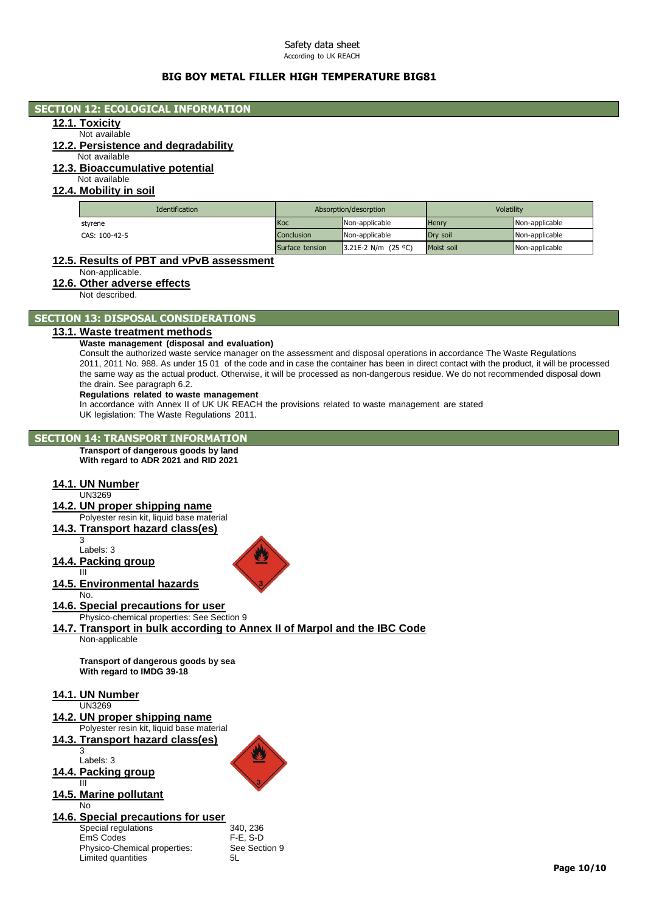## SECTION 12: ECOLOGICAL INFORMATION

### 12.1. Toxicity

Not available

### 12.2. Persistence and degradability

Not available

### 12.3. Bioaccumulative potential

Not available

### 12.4. Mobility in soil

| Identification | Absorption/desorption | | Volatility | |
|---|---|---|---|---|
| styrene | Koc | Non-applicable | Henry | Non-applicable |
| CAS: 100-42-5 | Conclusion | Non-applicable | Dry soil | Non-applicable |
| | Surface tension | 3.21E-2 N/m (25 ºC) | Moist soil | Non-applicable |

### 12.5. Results of PBT and vPvB assessment

Non-applicable.

### 12.6. Other adverse effects

Not described.

## SECTION 13: DISPOSAL CONSIDERATIONS

### 13.1. Waste treatment methods

**Waste management (disposal and evaluation)**

Consult the authorized waste service manager on the assessment and disposal operations in accordance The Waste Regulations 2011, 2011 No. 988. As under 15 01 of the code and in case the container has been in direct contact with the product, it will be processed the same way as the actual product. Otherwise, it will be processed as non-dangerous residue. We do not recommended disposal down the drain. See paragraph 6.2.

**Regulations related to waste management**

In accordance with Annex II of UK UK REACH the provisions related to waste management are stated
UK legislation: The Waste Regulations 2011.

## SECTION 14: TRANSPORT INFORMATION

**Transport of dangerous goods by land**
**With regard to ADR 2021 and RID 2021**

### 14.1. UN Number

UN3269

### 14.2. UN proper shipping name

Polyester resin kit, liquid base material

### 14.3. Transport hazard class(es)

3

Labels: 3

### 14.4. Packing group

III

### 14.5. Environmental hazards

No.

### 14.6. Special precautions for user

Physico-chemical properties: See Section 9

### 14.7. Transport in bulk according to Annex II of Marpol and the IBC Code

Non-applicable

**Transport of dangerous goods by sea**
**With regard to IMDG 39-18**

### 14.1. UN Number

UN3269

### 14.2. UN proper shipping name

Polyester resin kit, liquid base material

### 14.3. Transport hazard class(es)

3

Labels: 3

### 14.4. Packing group

III

### 14.5. Marine pollutant

No

### 14.6. Special precautions for user

| | |
|---|---|
| Special regulations | 340, 236 |
| EmS Codes | F-E, S-D |
| Physico-Chemical properties: | See Section 9 |
| Limited quantities | 5L |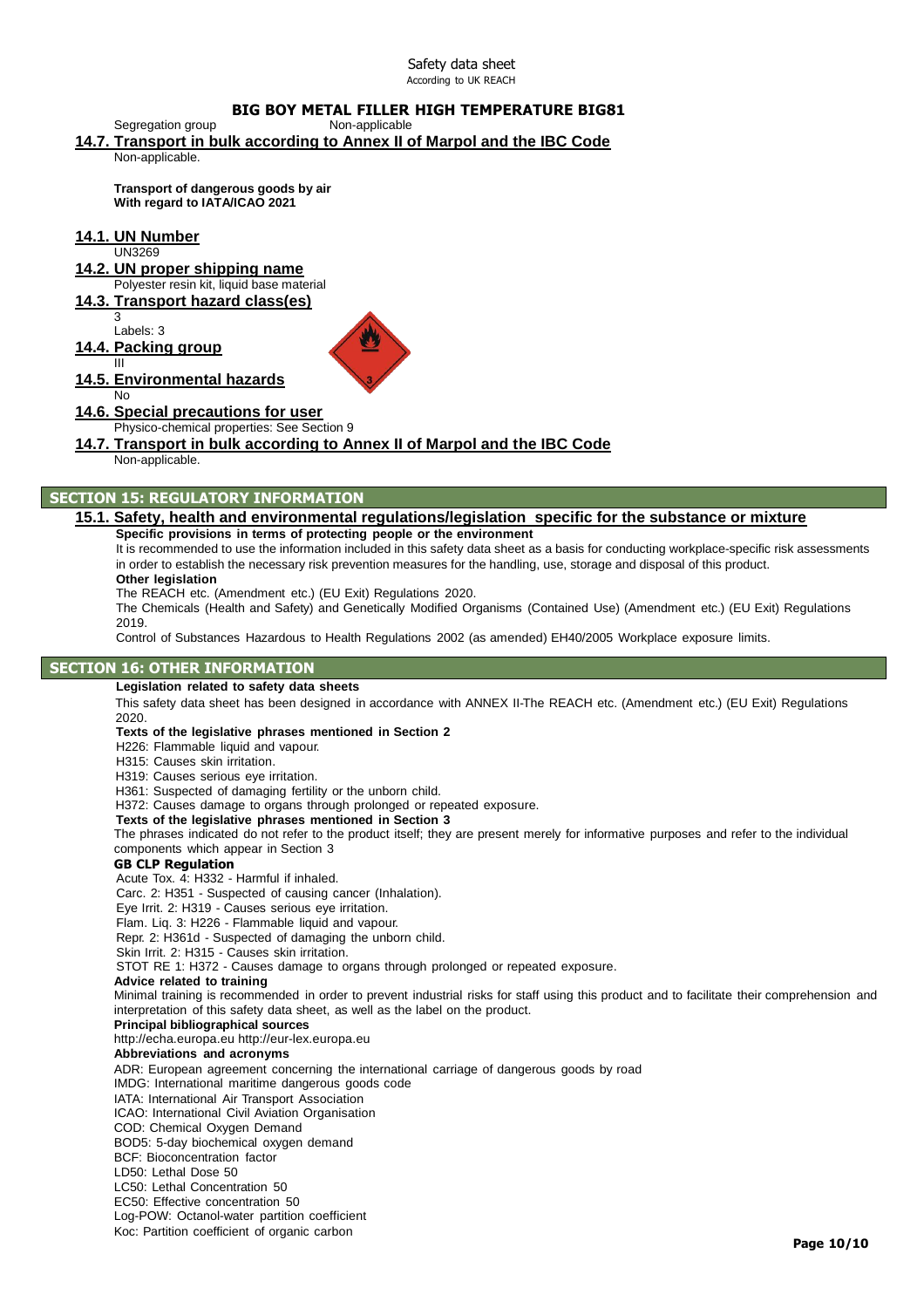Segregation group Non-applicable

### 14.7. Transport in bulk according to Annex II of Marpol and the IBC Code

Non-applicable.

**Transport of dangerous goods by air**
**With regard to IATA/ICAO 2021**

### 14.1. UN Number

UN3269

### 14.2. UN proper shipping name

Polyester resin kit, liquid base material

### 14.3. Transport hazard class(es)

3
Labels: 3

### 14.4. Packing group

III

### 14.5. Environmental hazards

No

### 14.6. Special precautions for user

Physico-chemical properties: See Section 9

### 14.7. Transport in bulk according to Annex II of Marpol and the IBC Code

Non-applicable.

## SECTION 15: REGULATORY INFORMATION

### 15.1. Safety, health and environmental regulations/legislation specific for the substance or mixture

**Specific provisions in terms of protecting people or the environment**

It is recommended to use the information included in this safety data sheet as a basis for conducting workplace-specific risk assessments in order to establish the necessary risk prevention measures for the handling, use, storage and disposal of this product.

**Other legislation**

The REACH etc. (Amendment etc.) (EU Exit) Regulations 2020.

The Chemicals (Health and Safety) and Genetically Modified Organisms (Contained Use) (Amendment etc.) (EU Exit) Regulations 2019.

Control of Substances Hazardous to Health Regulations 2002 (as amended) EH40/2005 Workplace exposure limits.

## SECTION 16: OTHER INFORMATION

**Legislation related to safety data sheets**

This safety data sheet has been designed in accordance with ANNEX II-The REACH etc. (Amendment etc.) (EU Exit) Regulations 2020.

**Texts of the legislative phrases mentioned in Section 2**

H226: Flammable liquid and vapour.
H315: Causes skin irritation.
H319: Causes serious eye irritation.
H361: Suspected of damaging fertility or the unborn child.
H372: Causes damage to organs through prolonged or repeated exposure.

**Texts of the legislative phrases mentioned in Section 3**

The phrases indicated do not refer to the product itself; they are present merely for informative purposes and refer to the individual components which appear in Section 3

**GB CLP Regulation**

Acute Tox. 4: H332 - Harmful if inhaled.
Carc. 2: H351 - Suspected of causing cancer (Inhalation).
Eye Irrit. 2: H319 - Causes serious eye irritation.
Flam. Liq. 3: H226 - Flammable liquid and vapour.
Repr. 2: H361d - Suspected of damaging the unborn child.
Skin Irrit. 2: H315 - Causes skin irritation.
STOT RE 1: H372 - Causes damage to organs through prolonged or repeated exposure.

**Advice related to training**

Minimal training is recommended in order to prevent industrial risks for staff using this product and to facilitate their comprehension and interpretation of this safety data sheet, as well as the label on the product.

**Principal bibliographical sources**

http://echa.europa.eu http://eur-lex.europa.eu

**Abbreviations and acronyms**

ADR: European agreement concerning the international carriage of dangerous goods by road
IMDG: International maritime dangerous goods code
IATA: International Air Transport Association
ICAO: International Civil Aviation Organisation
COD: Chemical Oxygen Demand
BOD5: 5-day biochemical oxygen demand
BCF: Bioconcentration factor
LD50: Lethal Dose 50
LC50: Lethal Concentration 50
EC50: Effective concentration 50
Log-POW: Octanol-water partition coefficient
Koc: Partition coefficient of organic carbon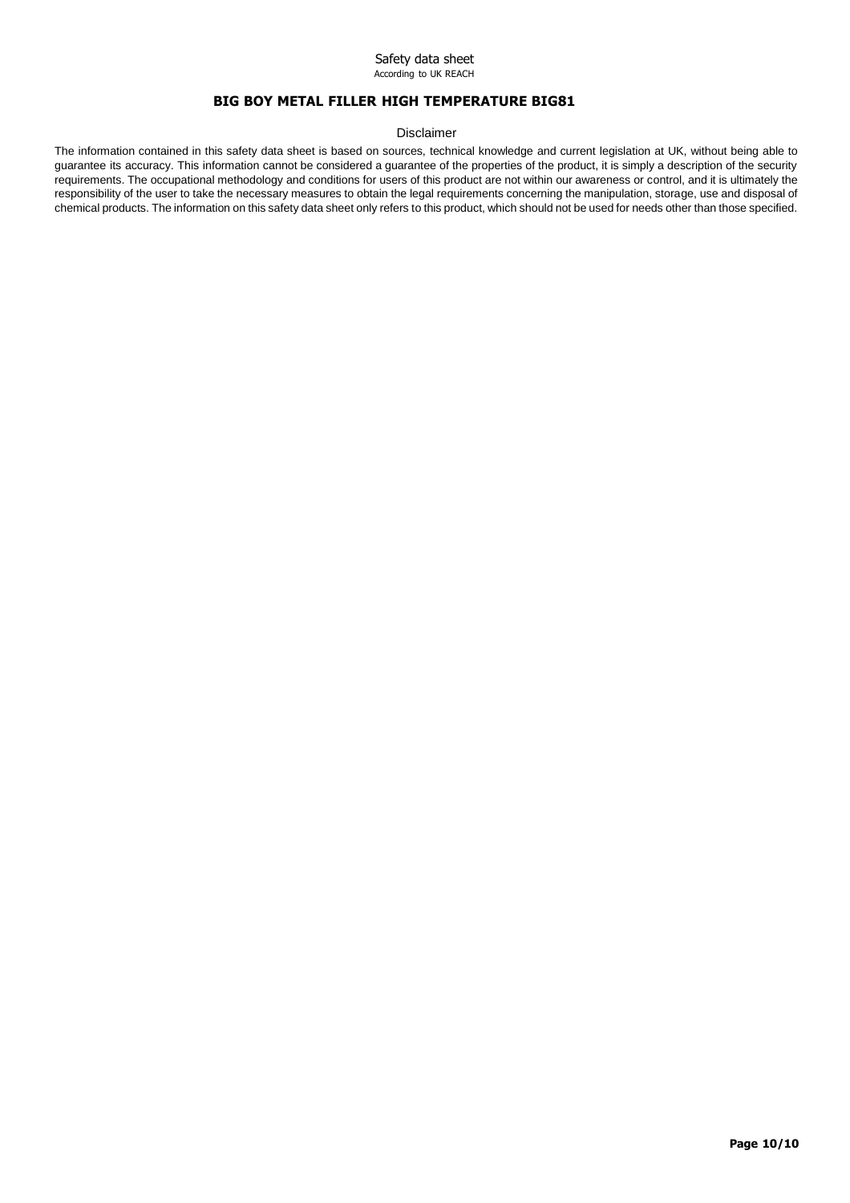## Disclaimer

The information contained in this safety data sheet is based on sources, technical knowledge and current legislation at UK, without being able to guarantee its accuracy. This information cannot be considered a guarantee of the properties of the product, it is simply a description of the security requirements. The occupational methodology and conditions for users of this product are not within our awareness or control, and it is ultimately the responsibility of the user to take the necessary measures to obtain the legal requirements concerning the manipulation, storage, use and disposal of chemical products. The information on this safety data sheet only refers to this product, which should not be used for needs other than those specified.